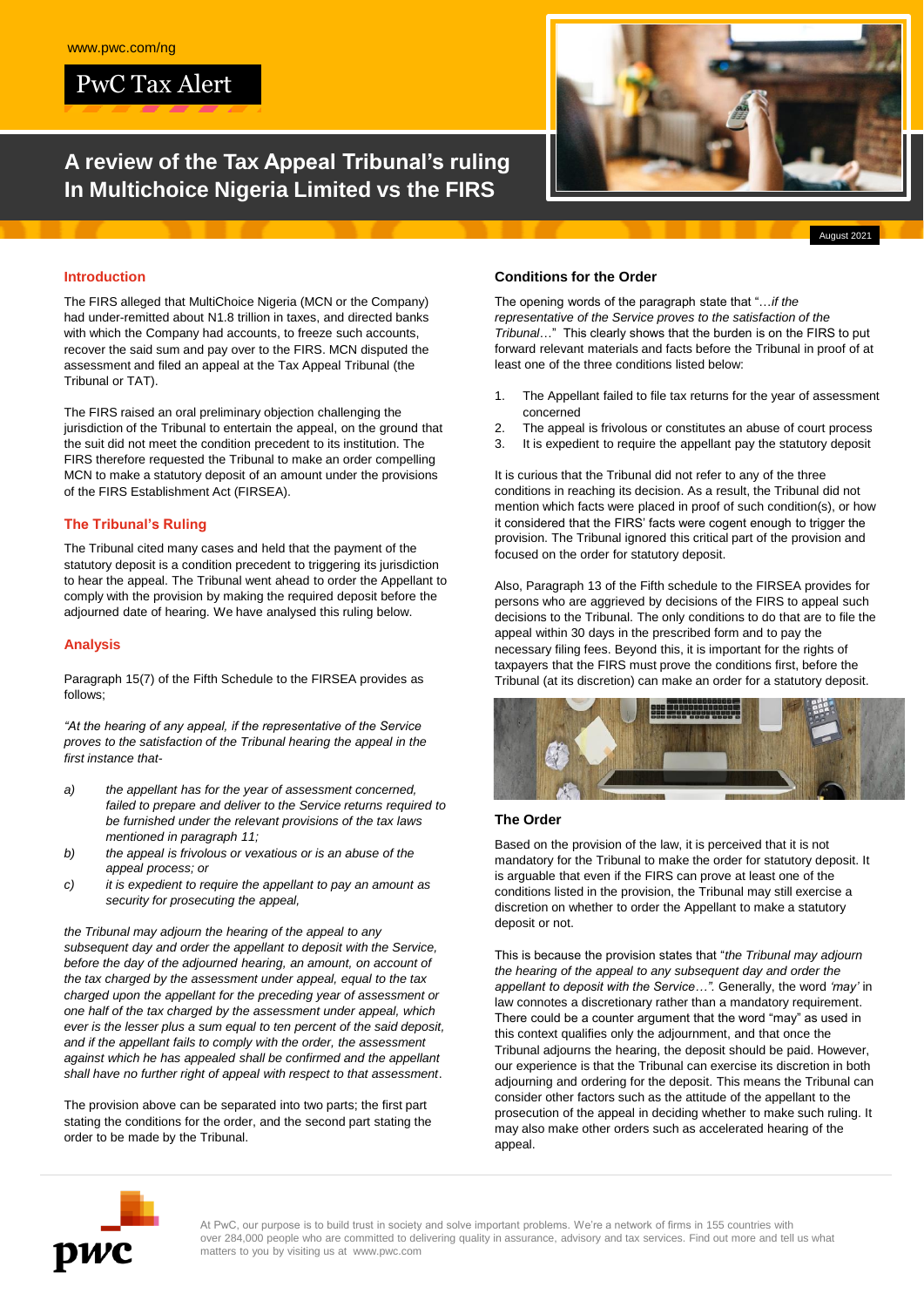www.pwc.com/ng

PwC Tax Alert

# A review of the Tax Appeal Tribunal's ruling In Multichoice Nigeria Limited vs the FIRS

August 2021

## Introduction

The FIRS alleged that MultiChoice Nigeria (MCN or the Company) had under-remitted about N1.8 trillion in taxes, and directed banks with which the Company had accounts, to freeze such accounts, recover the said sum and pay over to the FIRS. MCN disputed the assessment and filed an appeal at the Tax Appeal Tribunal (the Tribunal or TAT).

The FIRS raised an oral preliminary objection challenging the jurisdiction of the Tribunal to entertain the appeal, on the ground that the suit did not meet the condition precedent to its institution. The FIRS therefore requested the Tribunal to make an order compelling MCN to make a statutory deposit of an amount under the provisions of the FIRS Establishment Act (FIRSEA).

## The Tribunal's Ruling

The Tribunal cited many cases and held that the payment of the statutory deposit is a condition precedent to triggering its jurisdiction to hear the appeal. The Tribunal went ahead to order the Appellant to comply with the provision by making the required deposit before the adjourned date of hearing. We have analysed this ruling below.

## Analysis

Paragraph 15(7) of the Fifth Schedule to the FIRSEA provides as follows;

*"At the hearing of any appeal, if the representative of the Service proves to the satisfaction of the Tribunal hearing the appeal in the first instance that-*

- *a) the appellant has for the year of assessment concerned, failed to prepare and deliver to the Service returns required to be furnished under the relevant provisions of the tax laws mentioned in paragraph 11;*
- *b) the appeal is frivolous or vexatious or is an abuse of the appeal process; or*
- *c) it is expedient to require the appellant to pay an amount as security for prosecuting the appeal,*

*the Tribunal may adjourn the hearing of the appeal to any subsequent day and order the appellant to deposit with the Service, before the day of the adjourned hearing, an amount, on account of the tax charged by the assessment under appeal, equal to the tax charged upon the appellant for the preceding year of assessment or one half of the tax charged by the assessment under appeal, which ever is the lesser plus a sum equal to ten percent of the said deposit, and if the appellant fails to comply with the order, the assessment against which he has appealed shall be confirmed and the appellant shall have no further right of appeal with respect to that assessment*.

The provision above can be separated into two parts; the first part stating the conditions for the order, and the second part stating the order to be made by the Tribunal.

### Conditions for the Order

The opening words of the paragraph state that "*…if the representative of the Service proves to the satisfaction of the Tribunal…*" This clearly shows that the burden is on the FIRS to put forward relevant materials and facts before the Tribunal in proof of at least one of the three conditions listed below:

1. The Appellant failed to file tax returns for the year of assessment concerned
2. The appeal is frivolous or constitutes an abuse of court process
3. It is expedient to require the appellant pay the statutory deposit

It is curious that the Tribunal did not refer to any of the three conditions in reaching its decision. As a result, the Tribunal did not mention which facts were placed in proof of such condition(s), or how it considered that the FIRS' facts were cogent enough to trigger the provision. The Tribunal ignored this critical part of the provision and focused on the order for statutory deposit.

Also, Paragraph 13 of the Fifth schedule to the FIRSEA provides for persons who are aggrieved by decisions of the FIRS to appeal such decisions to the Tribunal. The only conditions to do that are to file the appeal within 30 days in the prescribed form and to pay the necessary filing fees. Beyond this, it is important for the rights of taxpayers that the FIRS must prove the conditions first, before the Tribunal (at its discretion) can make an order for a statutory deposit.

### The Order

Based on the provision of the law, it is perceived that it is not mandatory for the Tribunal to make the order for statutory deposit. It is arguable that even if the FIRS can prove at least one of the conditions listed in the provision, the Tribunal may still exercise a discretion on whether to order the Appellant to make a statutory deposit or not.

This is because the provision states that "*the Tribunal may adjourn the hearing of the appeal to any subsequent day and order the appellant to deposit with the Service…".* Generally, the word *'may'* in law connotes a discretionary rather than a mandatory requirement. There could be a counter argument that the word "may" as used in this context qualifies only the adjournment, and that once the Tribunal adjourns the hearing, the deposit should be paid. However, our experience is that the Tribunal can exercise its discretion in both adjourning and ordering for the deposit. This means the Tribunal can consider other factors such as the attitude of the appellant to the prosecution of the appeal in deciding whether to make such ruling. It may also make other orders such as accelerated hearing of the appeal.

At PwC, our purpose is to build trust in society and solve important problems. We're a network of firms in 155 countries with over 284,000 people who are committed to delivering quality in assurance, advisory and tax services. Find out more and tell us what matters to you by visiting us at www.pwc.com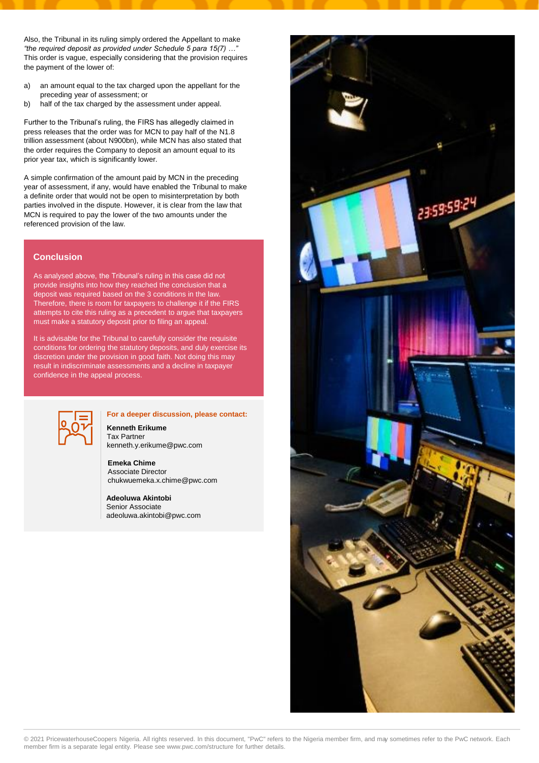Also, the Tribunal in its ruling simply ordered the Appellant to make *"the required deposit as provided under Schedule 5 para 15(7) …"* This order is vague, especially considering that the provision requires the payment of the lower of:

a) an amount equal to the tax charged upon the appellant for the preceding year of assessment; or
b) half of the tax charged by the assessment under appeal.

Further to the Tribunal's ruling, the FIRS has allegedly claimed in press releases that the order was for MCN to pay half of the N1.8 trillion assessment (about N900bn), while MCN has also stated that the order requires the Company to deposit an amount equal to its prior year tax, which is significantly lower.

A simple confirmation of the amount paid by MCN in the preceding year of assessment, if any, would have enabled the Tribunal to make a definite order that would not be open to misinterpretation by both parties involved in the dispute. However, it is clear from the law that MCN is required to pay the lower of the two amounts under the referenced provision of the law.

## Conclusion

As analysed above, the Tribunal's ruling in this case did not provide insights into how they reached the conclusion that a deposit was required based on the 3 conditions in the law. Therefore, there is room for taxpayers to challenge it if the FIRS attempts to cite this ruling as a precedent to argue that taxpayers must make a statutory deposit prior to filing an appeal.

It is advisable for the Tribunal to carefully consider the requisite conditions for ordering the statutory deposits, and duly exercise its discretion under the provision in good faith. Not doing this may result in indiscriminate assessments and a decline in taxpayer confidence in the appeal process.

**For a deeper discussion, please contact:**

**Kenneth Erikume**
Tax Partner
kenneth.y.erikume@pwc.com

**Emeka Chime**
Associate Director
chukwuemeka.x.chime@pwc.com

**Adeoluwa Akintobi**
Senior Associate
adeoluwa.akintobi@pwc.com

© 2021 PricewaterhouseCoopers Nigeria. All rights reserved. In this document, "PwC" refers to the Nigeria member firm, and may sometimes refer to the PwC network. Each member firm is a separate legal entity. Please see www.pwc.com/structure for further details.